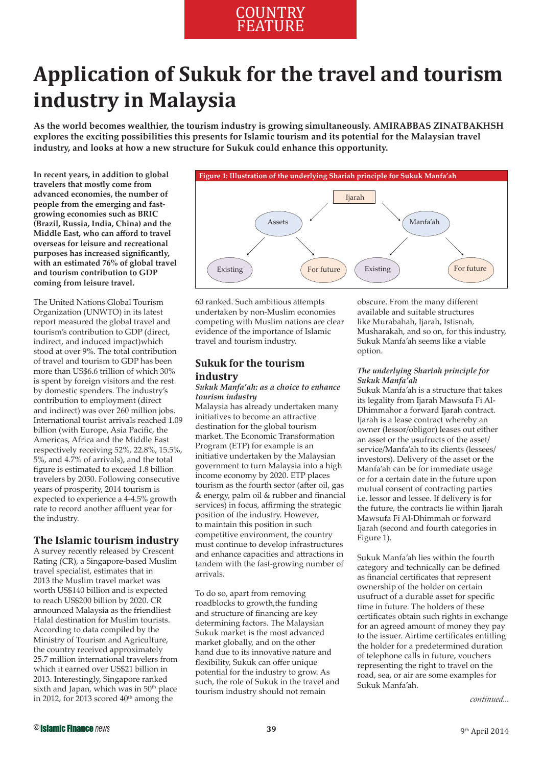COUNTRY FEATURE

# Application of Sukuk for the travel and tourism industry in Malaysia

**As the world becomes wealthier, the tourism industry is growing simultaneously. AMIRABBAS ZINATBAKHSH explores the exciting possibilities this presents for Islamic tourism and its potential for the Malaysian travel industry, and looks at how a new structure for Sukuk could enhance this opportunity.**

**In recent years, in addition to global travelers that mostly come from advanced economies, the number of people from the emerging and fast-growing economies such as BRIC (Brazil, Russia, India, China) and the Middle East, who can afford to travel overseas for leisure and recreational purposes has increased significantly, with an estimated 76% of global travel and tourism contribution to GDP coming from leisure travel.**

The United Nations Global Tourism Organization (UNWTO) in its latest report measured the global travel and tourism's contribution to GDP (direct, indirect, and induced impact)which stood at over 9%. The total contribution of travel and tourism to GDP has been more than US$6.6 trillion of which 30% is spent by foreign visitors and the rest by domestic spenders. The industry's contribution to employment (direct and indirect) was over 260 million jobs. International tourist arrivals reached 1.09 billion (with Europe, Asia Pacific, the Americas, Africa and the Middle East respectively receiving 52%, 22.8%, 15.5%, 5%, and 4.7% of arrivals), and the total figure is estimated to exceed 1.8 billion travelers by 2030. Following consecutive years of prosperity, 2014 tourism is expected to experience a 4-4.5% growth rate to record another affluent year for the industry.

## The Islamic tourism industry

A survey recently released by Crescent Rating (CR), a Singapore-based Muslim travel specialist, estimates that in 2013 the Muslim travel market was worth US$140 billion and is expected to reach US$200 billion by 2020. CR announced Malaysia as the friendliest Halal destination for Muslim tourists. According to data compiled by the Ministry of Tourism and Agriculture, the country received approximately 25.7 million international travelers from which it earned over US$21 billion in 2013. Interestingly, Singapore ranked sixth and Japan, which was in 50th place in 2012, for 2013 scored 40th among the 60 ranked. Such ambitious attempts undertaken by non-Muslim economies competing with Muslim nations are clear evidence of the importance of Islamic travel and tourism industry.

## Sukuk for the tourism industry

### *Sukuk Manfa'ah: as a choice to enhance tourism industry*

Malaysia has already undertaken many initiatives to become an attractive destination for the global tourism market. The Economic Transformation Program (ETP) for example is an initiative undertaken by the Malaysian government to turn Malaysia into a high income economy by 2020. ETP places tourism as the fourth sector (after oil, gas & energy, palm oil & rubber and financial services) in focus, affirming the strategic position of the industry. However, to maintain this position in such competitive environment, the country must continue to develop infrastructures and enhance capacities and attractions in tandem with the fast-growing number of arrivals.

To do so, apart from removing roadblocks to growth,the funding and structure of financing are key determining factors. The Malaysian Sukuk market is the most advanced market globally, and on the other hand due to its innovative nature and flexibility, Sukuk can offer unique potential for the industry to grow. As such, the role of Sukuk in the travel and tourism industry should not remain obscure. From the many different available and suitable structures like Murabahah, Ijarah, Istisnah, Musharakah, and so on, for this industry, Sukuk Manfa'ah seems like a viable option.

**Figure 1: Illustration of the underlying Shariah principle for Sukuk Manfa'ah**

- Ijarah
  - Assets
    - Existing
    - For future
  - Manfa'ah
    - Existing
    - For future

### *The underlying Shariah principle for Sukuk Manfa'ah*

Sukuk Manfa'ah is a structure that takes its legality from Ijarah Mawsufa Fi Al-Dhimmahor a forward Ijarah contract. Ijarah is a lease contract whereby an owner (lessor/obligor) leases out either an asset or the usufructs of the asset/service/Manfa'ah to its clients (lessees/investors). Delivery of the asset or the Manfa'ah can be for immediate usage or for a certain date in the future upon mutual consent of contracting parties i.e. lessor and lessee. If delivery is for the future, the contracts lie within Ijarah Mawsufa Fi Al-Dhimmah or forward Ijarah (second and fourth categories in Figure 1).

Sukuk Manfa'ah lies within the fourth category and technically can be defined as financial certificates that represent ownership of the holder on certain usufruct of a durable asset for specific time in future. The holders of these certificates obtain such rights in exchange for an agreed amount of money they pay to the issuer. Airtime certificates entitling the holder for a predetermined duration of telephone calls in future, vouchers representing the right to travel on the road, sea, or air are some examples for Sukuk Manfa'ah.

*continued...*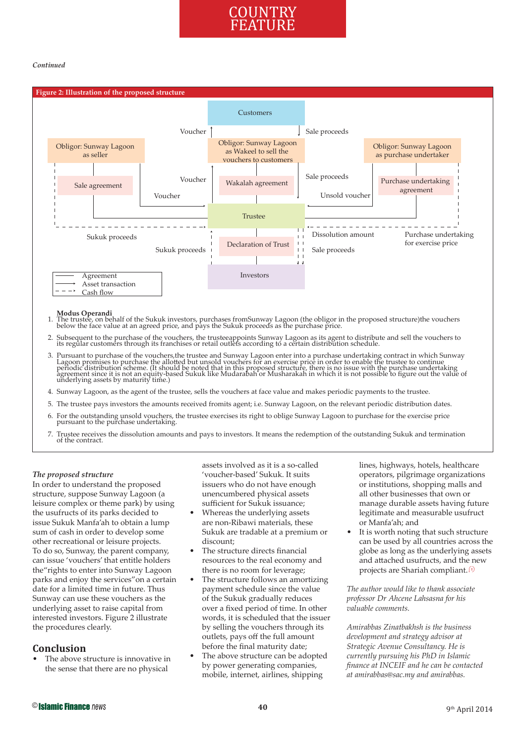# COUNTRY FEATURE

*Continued*

**Figure 2: Illustration of the proposed structure**

Customers

Voucher

Sale proceeds

Obligor: Sunway Lagoon as seller

Obligor: Sunway Lagoon as Wakeel to sell the vouchers to customers

Obligor: Sunway Lagoon as purchase undertaker

Sale agreement

Voucher

Wakalah agreement

Sale proceeds

Purchase undertaking agreement

Voucher

Unsold voucher

Trustee

Sukuk proceeds

Sukuk proceeds

Declaration of Trust

Dissolution amount

Sale proceeds

Purchase undertaking for exercise price

Investors

Agreement
Asset transaction
Cash flow

**Modus Operandi**

1. The trustee, on behalf of the Sukuk investors, purchases fromSunway Lagoon (the obligor in the proposed structure)the vouchers below the face value at an agreed price, and pays the Sukuk proceeds as the purchase price.
2. Subsequent to the purchase of the vouchers, the trusteeappoints Sunway Lagoon as its agent to distribute and sell the vouchers to its regular customers through its franchises or retail outlets according to a certain distribution schedule.
3. Pursuant to purchase of the vouchers,the trustee and Sunway Lagoon enter into a purchase undertaking contract in which Sunway Lagoon promises to purchase the allotted but unsold vouchers for an exercise price in order to enable the trustee to continue periodic distribution scheme. (It should be noted that in this proposed structure, there is no issue with the purchase undertaking agreement since it is not an equity-based Sukuk like Mudarabah or Musharakah in which it is not possible to figure out the value of underlying assets by maturity time.)
4. Sunway Lagoon, as the agent of the trustee, sells the vouchers at face value and makes periodic payments to the trustee.
5. The trustee pays investors the amounts received fromits agent; i.e. Sunway Lagoon, on the relevant periodic distribution dates.
6. For the outstanding unsold vouchers, the trustee exercises its right to oblige Sunway Lagoon to purchase for the exercise price pursuant to the purchase undertaking.
7. Trustee receives the dissolution amounts and pays to investors. It means the redemption of the outstanding Sukuk and termination of the contract.

### *The proposed structure*

In order to understand the proposed structure, suppose Sunway Lagoon (a leisure complex or theme park) by using the usufructs of its parks decided to issue Sukuk Manfa'ah to obtain a lump sum of cash in order to develop some other recreational or leisure projects. To do so, Sunway, the parent company, can issue 'vouchers' that entitle holders the"rights to enter into Sunway Lagoon parks and enjoy the services"on a certain date for a limited time in future. Thus Sunway can use these vouchers as the underlying asset to raise capital from interested investors. Figure 2 illustrate the procedures clearly.

## Conclusion

- The above structure is innovative in the sense that there are no physical assets involved as it is a so-called 'voucher-based' Sukuk. It suits issuers who do not have enough unencumbered physical assets sufficient for Sukuk issuance;
- Whereas the underlying assets are non-Ribawi materials, these Sukuk are tradable at a premium or discount;
- The structure directs financial resources to the real economy and there is no room for leverage;
- The structure follows an amortizing payment schedule since the value of the Sukuk gradually reduces over a fixed period of time. In other words, it is scheduled that the issuer by selling the vouchers through its outlets, pays off the full amount before the final maturity date;
- The above structure can be adopted by power generating companies, mobile, internet, airlines, shipping lines, highways, hotels, healthcare operators, pilgrimage organizations or institutions, shopping malls and all other businesses that own or manage durable assets having future legitimate and measurable usufruct or Manfa'ah; and
- It is worth noting that such structure can be used by all countries across the globe as long as the underlying assets and attached usufructs, and the new projects are Shariah compliant.

*The author would like to thank associate professor Dr Ahcene Lahsasna for his valuable comments.*

*Amirabbas Zinatbakhsh is the business development and strategy advisor at Strategic Avenue Consultancy. He is currently pursuing his PhD in Islamic finance at INCEIF and he can be contacted at amirabbas@sac.my and amirabbas.*